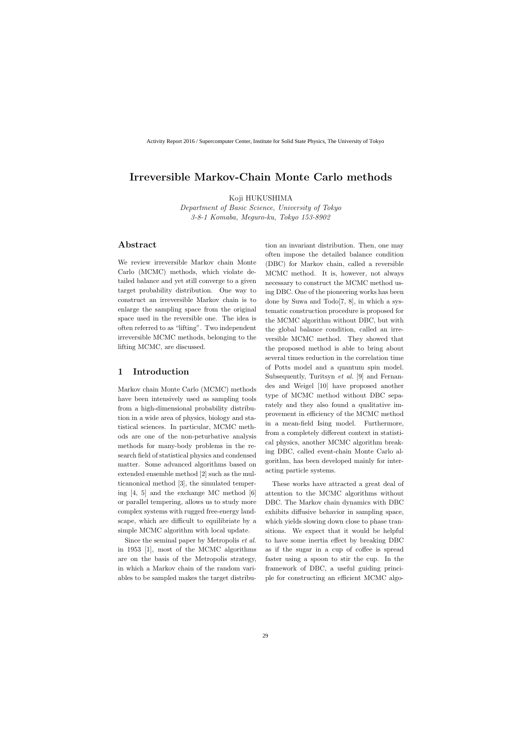# Irreversible Markov-Chain Monte Carlo methods

Koji HUKUSHIMA

*Department of Basic Science, University of Tokyo*
*3-8-1 Komaba, Meguro-ku, Tokyo 153-8902*

## Abstract

We review irreversible Markov chain Monte Carlo (MCMC) methods, which violate detailed balance and yet still converge to a given target probability distribution. One way to construct an irreversible Markov chain is to enlarge the sampling space from the original space used in the reversible one. The idea is often referred to as "lifting". Two independent irreversible MCMC methods, belonging to the lifting MCMC, are discussed.

## 1 Introduction

Markov chain Monte Carlo (MCMC) methods have been intensively used as sampling tools from a high-dimensional probability distribution in a wide area of physics, biology and statistical sciences. In particular, MCMC methods are one of the non-peturbative analysis methods for many-body problems in the research field of statistical physics and condensed matter. Some advanced algorithms based on extended ensemble method [2] such as the multicanonical method [3], the simulated tempering [4, 5] and the exchange MC method [6] or parallel tempering, allows us to study more complex systems with rugged free-energy landscape, which are difficult to equilibriate by a simple MCMC algorithm with local update.

Since the seminal paper by Metropolis *et al.* in 1953 [1], most of the MCMC algorithms are on the basis of the Metropolis strategy, in which a Markov chain of the random variables to be sampled makes the target distribution an invariant distribution. Then, one may often impose the detailed balance condition (DBC) for Markov chain, called a reversible MCMC method. It is, however, not always necessary to construct the MCMC method using DBC. One of the pioneering works has been done by Suwa and Todo[7, 8], in which a systematic construction procedure is proposed for the MCMC algorithm without DBC, but with the global balance condition, called an irreversible MCMC method. They showed that the proposed method is able to bring about several times reduction in the correlation time of Potts model and a quantum spin model. Subsequently, Turitsyn *et al.* [9] and Fernandes and Weigel [10] have proposed another type of MCMC method without DBC separately and they also found a qualitative improvement in efficiency of the MCMC method in a mean-field Ising model. Furthermore, from a completely different context in statistical physics, another MCMC algorithm breaking DBC, called event-chain Monte Carlo algorithm, has been developed mainly for interacting particle systems.

These works have attracted a great deal of attention to the MCMC algorithms without DBC. The Markov chain dynamics with DBC exhibits diffusive behavior in sampling space, which yields slowing down close to phase transitions. We expect that it would be helpful to have some inertia effect by breaking DBC as if the sugar in a cup of coffee is spread faster using a spoon to stir the cup. In the framework of DBC, a useful guiding principle for constructing an efficient MCMC algo-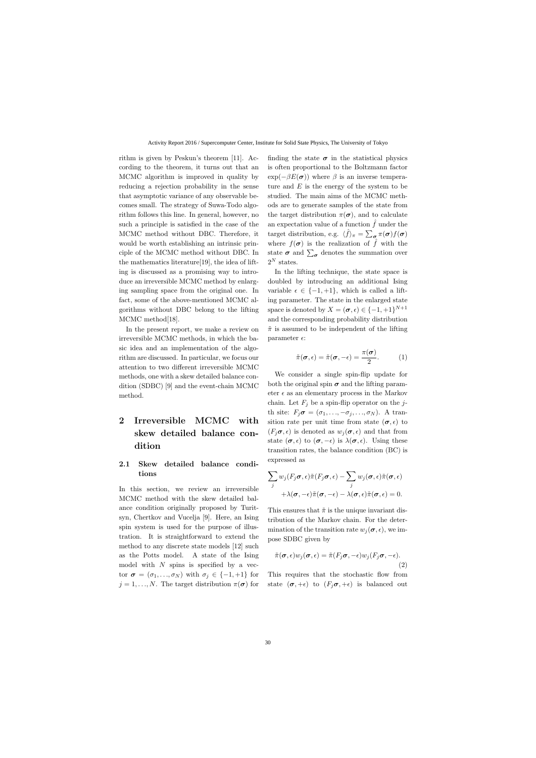rithm is given by Peskun's theorem [11]. According to the theorem, it turns out that an MCMC algorithm is improved in quality by reducing a rejection probability in the sense that asymptotic variance of any observable becomes small. The strategy of Suwa-Todo algorithm follows this line. In general, however, no such a principle is satisfied in the case of the MCMC method without DBC. Therefore, it would be worth establishing an intrinsic principle of the MCMC method without DBC. In the mathematics literature[19], the idea of lifting is discussed as a promising way to introduce an irreversible MCMC method by enlarging sampling space from the original one. In fact, some of the above-mentioned MCMC algorithms without DBC belong to the lifting MCMC method[18].

In the present report, we make a review on irreversible MCMC methods, in which the basic idea and an implementation of the algorithm are discussed. In particular, we focus our attention to two different irreversible MCMC methods, one with a skew detailed balance condition (SDBC) [9] and the event-chain MCMC method.

# 2 Irreversible MCMC with skew detailed balance condition

## 2.1 Skew detailed balance conditions

In this section, we review an irreversible MCMC method with the skew detailed balance condition originally proposed by Turitsyn, Chertkov and Vucelja [9]. Here, an Ising spin system is used for the purpose of illustration. It is straightforward to extend the method to any discrete state models [12] such as the Potts model. A state of the Ising model with $N$ spins is specified by a vector $\boldsymbol{\sigma} = (\sigma_1, \ldots, \sigma_N)$ with $\sigma_j \in \{-1, +1\}$ for $j = 1, \ldots, N$. The target distribution $\pi(\boldsymbol{\sigma})$ for finding the state $\boldsymbol{\sigma}$ in the statistical physics is often proportional to the Boltzmann factor $\exp(-\beta E(\boldsymbol{\sigma}))$ where $\beta$ is an inverse temperature and $E$ is the energy of the system to be studied. The main aims of the MCMC methods are to generate samples of the state from the target distribution $\pi(\boldsymbol{\sigma})$, and to calculate an expectation value of a function $\hat{f}$ under the target distribution, e.g. $\langle \hat{f} \rangle_\pi = \sum_{\boldsymbol{\sigma}} \pi(\boldsymbol{\sigma}) f(\boldsymbol{\sigma})$ where $f(\boldsymbol{\sigma})$ is the realization of $\hat{f}$ with the state $\boldsymbol{\sigma}$ and $\sum_{\boldsymbol{\sigma}}$ denotes the summation over $2^N$ states.

In the lifting technique, the state space is doubled by introducing an additional Ising variable $\epsilon \in \{-1, +1\}$, which is called a lifting parameter. The state in the enlarged state space is denoted by $X = (\boldsymbol{\sigma}, \epsilon) \in \{-1, +1\}^{N+1}$ and the corresponding probability distribution $\tilde{\pi}$ is assumed to be independent of the lifting parameter $\epsilon$:

$$\tilde{\pi}(\boldsymbol{\sigma}, \epsilon) = \tilde{\pi}(\boldsymbol{\sigma}, -\epsilon) = \frac{\pi(\boldsymbol{\sigma})}{2}. \tag{1}$$

We consider a single spin-flip update for both the original spin $\boldsymbol{\sigma}$ and the lifting parameter $\epsilon$ as an elementary process in the Markov chain. Let $F_j$ be a spin-flip operator on the $j$-th site: $F_j \boldsymbol{\sigma} = (\sigma_1, \ldots, -\sigma_j, \ldots, \sigma_N)$. A transition rate per unit time from state $(\boldsymbol{\sigma}, \epsilon)$ to $(F_j \boldsymbol{\sigma}, \epsilon)$ is denoted as $w_j(\boldsymbol{\sigma}, \epsilon)$ and that from state $(\boldsymbol{\sigma}, \epsilon)$ to $(\boldsymbol{\sigma}, -\epsilon)$ is $\lambda(\boldsymbol{\sigma}, \epsilon)$. Using these transition rates, the balance condition (BC) is expressed as

$$\sum_j w_j(F_j \boldsymbol{\sigma}, \epsilon) \tilde{\pi}(F_j \boldsymbol{\sigma}, \epsilon) - \sum_j w_j(\boldsymbol{\sigma}, \epsilon) \tilde{\pi}(\boldsymbol{\sigma}, \epsilon) + \lambda(\boldsymbol{\sigma}, -\epsilon) \tilde{\pi}(\boldsymbol{\sigma}, -\epsilon) - \lambda(\boldsymbol{\sigma}, \epsilon) \tilde{\pi}(\boldsymbol{\sigma}, \epsilon) = 0.$$

This ensures that $\tilde{\pi}$ is the unique invariant distribution of the Markov chain. For the determination of the transition rate $w_j(\boldsymbol{\sigma}, \epsilon)$, we impose SDBC given by

$$\tilde{\pi}(\boldsymbol{\sigma}, \epsilon) w_j(\boldsymbol{\sigma}, \epsilon) = \tilde{\pi}(F_j \boldsymbol{\sigma}, -\epsilon) w_j(F_j \boldsymbol{\sigma}, -\epsilon). \tag{2}$$

This requires that the stochastic flow from state $(\boldsymbol{\sigma}, +\epsilon)$ to $(F_j \boldsymbol{\sigma}, +\epsilon)$ is balanced out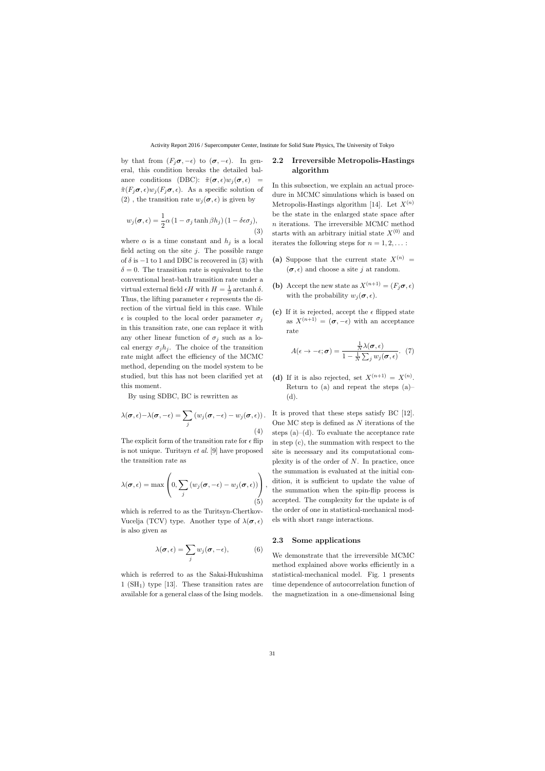by that from $(F_j\boldsymbol{\sigma}, -\epsilon)$ to $(\boldsymbol{\sigma}, -\epsilon)$. In general, this condition breaks the detailed balance conditions (DBC): $\tilde{\pi}(\boldsymbol{\sigma}, \epsilon) w_j(\boldsymbol{\sigma}, \epsilon) = \tilde{\pi}(F_j\boldsymbol{\sigma}, \epsilon) w_j(F_j\boldsymbol{\sigma}, \epsilon)$. As a specific solution of (2) , the transition rate $w_j(\boldsymbol{\sigma}, \epsilon)$ is given by

$$w_j(\boldsymbol{\sigma}, \epsilon) = \frac{1}{2}\alpha \left(1 - \sigma_j \tanh \beta h_j\right) (1 - \delta\epsilon\sigma_j), \tag{3}$$

where $\alpha$ is a time constant and $h_j$ is a local field acting on the site $j$. The possible range of $\delta$ is $-1$ to 1 and DBC is recovered in (3) with $\delta = 0$. The transition rate is equivalent to the conventional heat-bath transition rate under a virtual external field $\epsilon H$ with $H = \frac{1}{\beta} \operatorname{arctanh} \delta$. Thus, the lifting parameter $\epsilon$ represents the direction of the virtual field in this case. While $\epsilon$ is coupled to the local order parameter $\sigma_j$ in this transition rate, one can replace it with any other linear function of $\sigma_j$ such as a local energy $\sigma_j h_j$. The choice of the transition rate might affect the efficiency of the MCMC method, depending on the model system to be studied, but this has not been clarified yet at this moment.

By using SDBC, BC is rewritten as

$$\lambda(\boldsymbol{\sigma}, \epsilon) - \lambda(\boldsymbol{\sigma}, -\epsilon) = \sum_j \left(w_j(\boldsymbol{\sigma}, -\epsilon) - w_j(\boldsymbol{\sigma}, \epsilon)\right). \tag{4}$$

The explicit form of the transition rate for $\epsilon$ flip is not unique. Turitsyn *et al.* [9] have proposed the transition rate as

$$\lambda(\boldsymbol{\sigma}, \epsilon) = \max\left(0, \sum_j \left(w_j(\boldsymbol{\sigma}, -\epsilon) - w_j(\boldsymbol{\sigma}, \epsilon)\right)\right), \tag{5}$$

which is referred to as the Turitsyn-Chertkov-Vucelja (TCV) type. Another type of $\lambda(\boldsymbol{\sigma}, \epsilon)$ is also given as

$$\lambda(\boldsymbol{\sigma}, \epsilon) = \sum_j w_j(\boldsymbol{\sigma}, -\epsilon), \tag{6}$$

which is referred to as the Sakai-Hukushima 1 ($\mathrm{SH}_1$) type [13]. These transition rates are available for a general class of the Ising models.

## 2.2 Irreversible Metropolis-Hastings algorithm

In this subsection, we explain an actual procedure in MCMC simulations which is based on Metropolis-Hastings algorithm [14]. Let $X^{(n)}$ be the state in the enlarged state space after $n$ iterations. The irreversible MCMC method starts with an arbitrary initial state $X^{(0)}$ and iterates the following steps for $n = 1, 2, \ldots$ :

**(a)** Suppose that the current state $X^{(n)} = (\boldsymbol{\sigma}, \epsilon)$ and choose a site $j$ at random.

**(b)** Accept the new state as $X^{(n+1)} = (F_j\boldsymbol{\sigma}, \epsilon)$ with the probability $w_j(\boldsymbol{\sigma}, \epsilon)$.

**(c)** If it is rejected, accept the $\epsilon$ flipped state as $X^{(n+1)} = (\boldsymbol{\sigma}, -\epsilon)$ with an acceptance rate

$$A(\epsilon \to -\epsilon; \boldsymbol{\sigma}) = \frac{\frac{1}{N}\lambda(\boldsymbol{\sigma}, \epsilon)}{1 - \frac{1}{N}\sum_j w_j(\boldsymbol{\sigma}, \epsilon)}. \tag{7}$$

**(d)** If it is also rejected, set $X^{(n+1)} = X^{(n)}$. Return to (a) and repeat the steps (a)–(d).

It is proved that these steps satisfy BC [12]. One MC step is defined as $N$ iterations of the steps (a)–(d). To evaluate the acceptance rate in step (c), the summation with respect to the site is necessary and its computational complexity is of the order of $N$. In practice, once the summation is evaluated at the initial condition, it is sufficient to update the value of the summation when the spin-flip process is accepted. The complexity for the update is of the order of one in statistical-mechanical models with short range interactions.

## 2.3 Some applications

We demonstrate that the irreversible MCMC method explained above works efficiently in a statistical-mechanical model. Fig. 1 presents time dependence of autocorrelation function of the magnetization in a one-dimensional Ising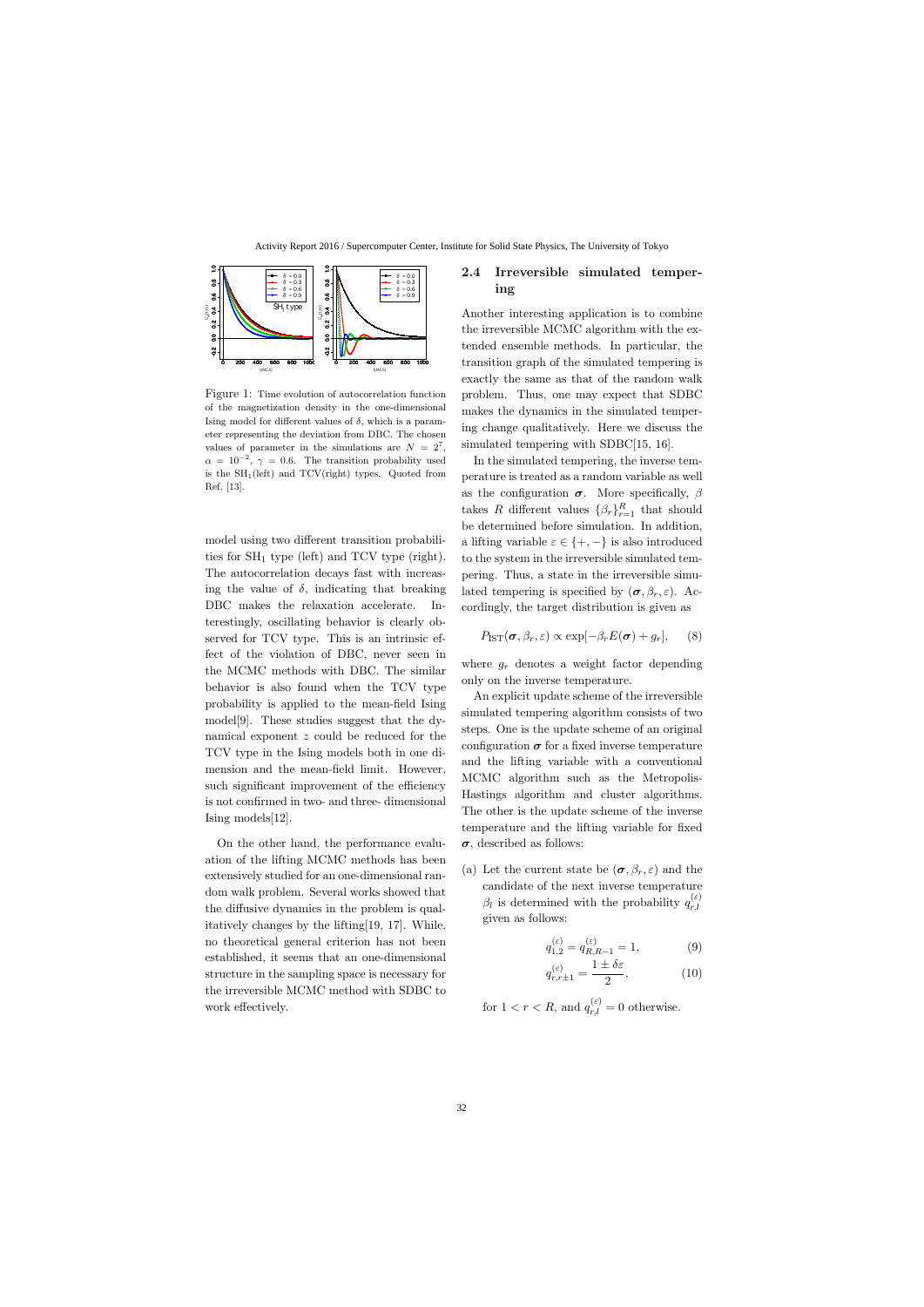Figure 1: Time evolution of autocorrelation function of the magnetization density in the one-dimensional Ising model for different values of $\delta$, which is a parameter representing the deviation from DBC. The chosen values of parameter in the simulations are $N = 2^7$, $\alpha = 10^{-2}$, $\gamma = 0.6$. The transition probability used is the $\mathrm{SH}_1$(left) and TCV(right) types. Quoted from Ref. [13].

model using two different transition probabilities for $\mathrm{SH}_1$ type (left) and TCV type (right). The autocorrelation decays fast with increasing the value of $\delta$, indicating that breaking DBC makes the relaxation accelerate. Interestingly, oscillating behavior is clearly observed for TCV type. This is an intrinsic effect of the violation of DBC, never seen in the MCMC methods with DBC. The similar behavior is also found when the TCV type probability is applied to the mean-field Ising model[9]. These studies suggest that the dynamical exponent $z$ could be reduced for the TCV type in the Ising models both in one dimension and the mean-field limit. However, such significant improvement of the efficiency is not confirmed in two- and three- dimensional Ising models[12].

On the other hand, the performance evaluation of the lifting MCMC methods has been extensively studied for an one-dimensional random walk problem. Several works showed that the diffusive dynamics in the problem is qualitatively changes by the lifting[19, 17]. While, no theoretical general criterion has not been established, it seems that an one-dimensional structure in the sampling space is necessary for the irreversible MCMC method with SDBC to work effectively.

## 2.4 Irreversible simulated tempering

Another interesting application is to combine the irreversible MCMC algorithm with the extended ensemble methods. In particular, the transition graph of the simulated tempering is exactly the same as that of the random walk problem. Thus, one may expect that SDBC makes the dynamics in the simulated tempering change qualitatively. Here we discuss the simulated tempering with SDBC[15, 16].

In the simulated tempering, the inverse temperature is treated as a random variable as well as the configuration $\boldsymbol{\sigma}$. More specifically, $\beta$ takes $R$ different values $\{\beta_r\}_{r=1}^{R}$ that should be determined before simulation. In addition, a lifting variable $\varepsilon \in \{+, -\}$ is also introduced to the system in the irreversible simulated tempering. Thus, a state in the irreversible simulated tempering is specified by $(\boldsymbol{\sigma}, \beta_r, \varepsilon)$. Accordingly, the target distribution is given as

$$P_{\mathrm{IST}}(\boldsymbol{\sigma}, \beta_r, \varepsilon) \propto \exp[-\beta_r E(\boldsymbol{\sigma}) + g_r], \quad (8)$$

where $g_r$ denotes a weight factor depending only on the inverse temperature.

An explicit update scheme of the irreversible simulated tempering algorithm consists of two steps. One is the update scheme of an original configuration $\boldsymbol{\sigma}$ for a fixed inverse temperature and the lifting variable with a conventional MCMC algorithm such as the Metropolis-Hastings algorithm and cluster algorithms. The other is the update scheme of the inverse temperature and the lifting variable for fixed $\boldsymbol{\sigma}$, described as follows:

(a) Let the current state be $(\boldsymbol{\sigma}, \beta_r, \varepsilon)$ and the candidate of the next inverse temperature $\beta_l$ is determined with the probability $q_{r,l}^{(\varepsilon)}$ given as follows:

$$q_{1,2}^{(\varepsilon)} = q_{R,R-1}^{(\varepsilon)} = 1, \quad (9)$$

$$q_{r,r\pm1}^{(\varepsilon)} = \frac{1 \pm \delta\varepsilon}{2}, \quad (10)$$

for $1 < r < R$, and $q_{r,l}^{(\varepsilon)} = 0$ otherwise.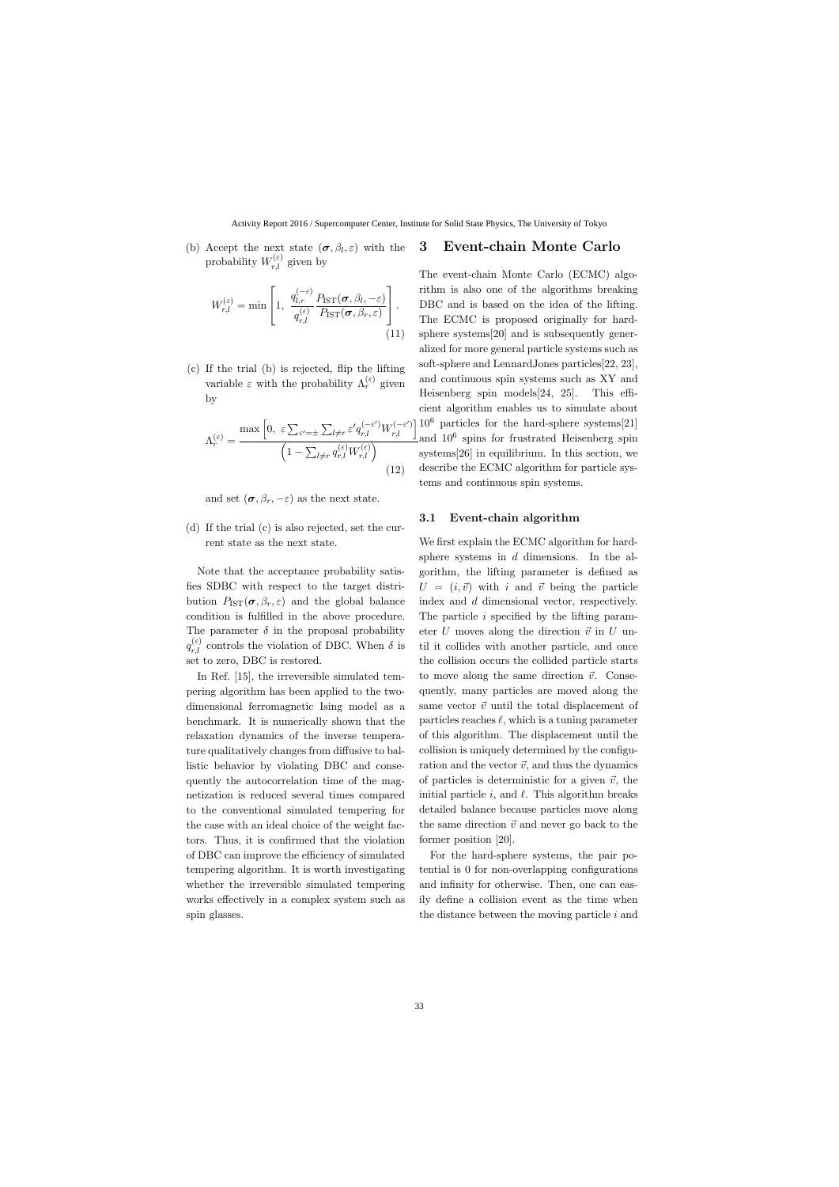(b) Accept the next state $(\boldsymbol{\sigma}, \beta_l, \varepsilon)$ with the probability $W_{r,l}^{(\varepsilon)}$ given by

$$W_{r,l}^{(\varepsilon)} = \min\left[1,\ \frac{q_{l,r}^{(-\varepsilon)}}{q_{r,l}^{(\varepsilon)}} \frac{P_{\rm IST}(\boldsymbol{\sigma}, \beta_l, -\varepsilon)}{P_{\rm IST}(\boldsymbol{\sigma}, \beta_r, \varepsilon)}\right]. \tag{11}$$

(c) If the trial (b) is rejected, flip the lifting variable $\varepsilon$ with the probability $\Lambda_r^{(\varepsilon)}$ given by

$$\Lambda_r^{(\varepsilon)} = \frac{\max\left[0,\ \varepsilon \sum_{\varepsilon'=\pm} \sum_{l\neq r} \varepsilon' q_{r,l}^{(-\varepsilon')} W_{r,l}^{(-\varepsilon')}\right]}{\left(1 - \sum_{l\neq r} q_{r,l}^{(\varepsilon)} W_{r,l}^{(\varepsilon)}\right)} \tag{12}$$

and set $(\boldsymbol{\sigma}, \beta_r, -\varepsilon)$ as the next state.

(d) If the trial (c) is also rejected, set the current state as the next state.

Note that the acceptance probability satisfies SDBC with respect to the target distribution $P_{\rm IST}(\boldsymbol{\sigma}, \beta_r, \varepsilon)$ and the global balance condition is fulfilled in the above procedure. The parameter $\delta$ in the proposal probability $q_{r,l}^{(\varepsilon)}$ controls the violation of DBC. When $\delta$ is set to zero, DBC is restored.

In Ref. [15], the irreversible simulated tempering algorithm has been applied to the two-dimensional ferromagnetic Ising model as a benchmark. It is numerically shown that the relaxation dynamics of the inverse temperature qualitatively changes from diffusive to ballistic behavior by violating DBC and consequently the autocorrelation time of the magnetization is reduced several times compared to the conventional simulated tempering for the case with an ideal choice of the weight factors. Thus, it is confirmed that the violation of DBC can improve the efficiency of simulated tempering algorithm. It is worth investigating whether the irreversible simulated tempering works effectively in a complex system such as spin glasses.

## 3 Event-chain Monte Carlo

The event-chain Monte Carlo (ECMC) algorithm is also one of the algorithms breaking DBC and is based on the idea of the lifting. The ECMC is proposed originally for hard-sphere systems[20] and is subsequently generalized for more general particle systems such as soft-sphere and LennardJones particles[22, 23], and continuous spin systems such as XY and Heisenberg spin models[24, 25]. This efficient algorithm enables us to simulate about $10^6$ particles for the hard-sphere systems[21] and $10^6$ spins for frustrated Heisenberg spin systems[26] in equilibrium. In this section, we describe the ECMC algorithm for particle systems and continuous spin systems.

### 3.1 Event-chain algorithm

We first explain the ECMC algorithm for hard-sphere systems in $d$ dimensions. In the algorithm, the lifting parameter is defined as $U = (i, \vec{v})$ with $i$ and $\vec{v}$ being the particle index and $d$ dimensional vector, respectively. The particle $i$ specified by the lifting parameter $U$ moves along the direction $\vec{v}$ in $U$ until it collides with another particle, and once the collision occurs the collided particle starts to move along the same direction $\vec{v}$. Consequently, many particles are moved along the same vector $\vec{v}$ until the total displacement of particles reaches $\ell$, which is a tuning parameter of this algorithm. The displacement until the collision is uniquely determined by the configuration and the vector $\vec{v}$, and thus the dynamics of particles is deterministic for a given $\vec{v}$, the initial particle $i$, and $\ell$. This algorithm breaks detailed balance because particles move along the same direction $\vec{v}$ and never go back to the former position [20].

For the hard-sphere systems, the pair potential is 0 for non-overlapping configurations and infinity for otherwise. Then, one can easily define a collision event as the time when the distance between the moving particle $i$ and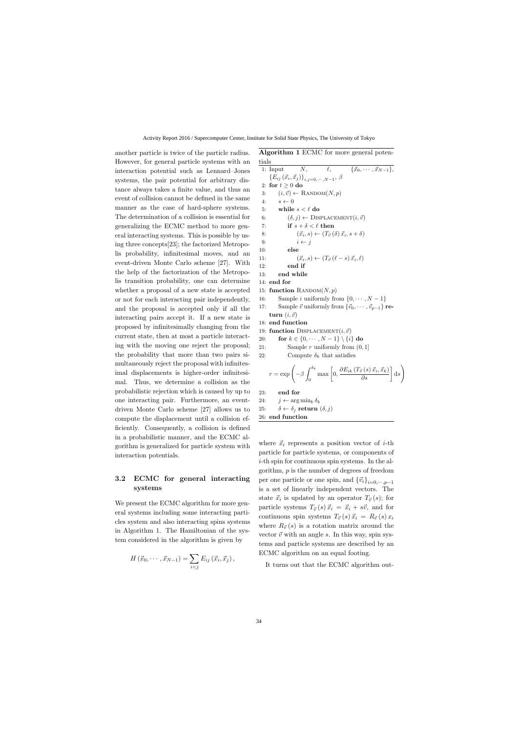another particle is twice of the particle radius. However, for general particle systems with an interaction potential such as Lennard–Jones systems, the pair potential for arbitrary distance always takes a finite value, and thus an event of collision cannot be defined in the same manner as the case of hard-sphere systems. The determination of a collision is essential for generalizing the ECMC method to more general interacting systems. This is possible by using three concepts[23]; the factorized Metropolis probability, infinitesimal moves, and an event-driven Monte Carlo scheme [27]. With the help of the factorization of the Metropolis transition probability, one can determine whether a proposal of a new state is accepted or not for each interacting pair independently, and the proposal is accepted only if all the interacting pairs accept it. If a new state is proposed by infinitesimally changing from the current state, then at most a particle interacting with the moving one reject the proposal; the probability that more than two pairs simultaneously reject the proposal with infinitesimal displacements is higher-order infinitesimal. Thus, we determine a collision as the probabilistic rejection which is caused by up to one interacting pair. Furthermore, an event-driven Monte Carlo scheme [27] allows us to compute the displacement until a collision efficiently. Consequently, a collision is defined in a probabilistic manner, and the ECMC algorithm is generalized for particle system with interaction potentials.

### 3.2 ECMC for general interacting systems

We present the ECMC algorithm for more general systems including some interacting particles system and also interacting spins systems in Algorithm 1. The Hamiltonian of the system considered in the algorithm is given by

$$H(\vec{x}_0, \cdots, \vec{x}_{N-1}) = \sum_{i<j} E_{ij}(\vec{x}_i, \vec{x}_j),$$

**Algorithm 1** ECMC for more general potentials

```
1: Input N, ℓ, {x_0, ..., x_{N-1}}, {E_ij(x_i, x_j)}_{i,j=0,...,N-1}, β
2: for t ≥ 0 do
3:     (i, v) ← RANDOM(N, p)
4:     s ← 0
5:     while s < ℓ do
6:         (δ, j) ← DISPLACEMENT(i, v)
7:         if s + δ < ℓ then
8:             (x_i, s) ← (T_v(δ) x_i, s + δ)
9:             i ← j
10:        else
11:            (x_i, s) ← (T_v(ℓ − s) x_i, ℓ)
12:        end if
13:    end while
14: end for
15: function RANDOM(N, p)
16:     Sample i uniformly from {0, ..., N − 1}
17:     Sample v uniformly from {v_0, ..., v_{p−1}} return (i, v)
18: end function
19: function DISPLACEMENT(i, v)
20:     for k ∈ {0, ..., N − 1} \ {i} do
21:         Sample r uniformly from (0, 1]
22:         Compute δ_k that satisfies
                r = exp( −β ∫_0^{δ_k} max[0, ∂E_ik(T_v(s) x_i, x_k)/∂s] ds )
23:     end for
24:     j ← arg min_k δ_k
25:     δ ← δ_j return (δ, j)
26: end function
```

where line 22 reads

$$r = \exp\left(-\beta \int_0^{\delta_k} \max\left[0, \frac{\partial E_{ik}\left(T_{\vec{v}}(s)\,\vec{x}_i, \vec{x}_k\right)}{\partial s}\right] \mathrm{d}s\right)$$

where $\vec{x}_i$ represents a position vector of $i$-th particle for particle systems, or components of $i$-th spin for continuous spin systems. In the algorithm, $p$ is the number of degrees of freedom per one particle or one spin, and $\{\vec{v}_i\}_{i=0,\cdots,p-1}$ is a set of linearly independent vectors. The state $\vec{x}_i$ is updated by an operator $T_{\vec{v}}(s)$; for particle systems $T_{\vec{v}}(s)\,\vec{x}_i = \vec{x}_i + s\vec{v}$, and for continuous spin systems $T_{\vec{v}}(s)\,\vec{x}_i = R_{\vec{v}}(s)\,x_i$ where $R_{\vec{v}}(s)$ is a rotation matrix around the vector $\vec{v}$ with an angle $s$. In this way, spin systems and particle systems are described by an ECMC algorithm on an equal footing.

It turns out that the ECMC algorithm out-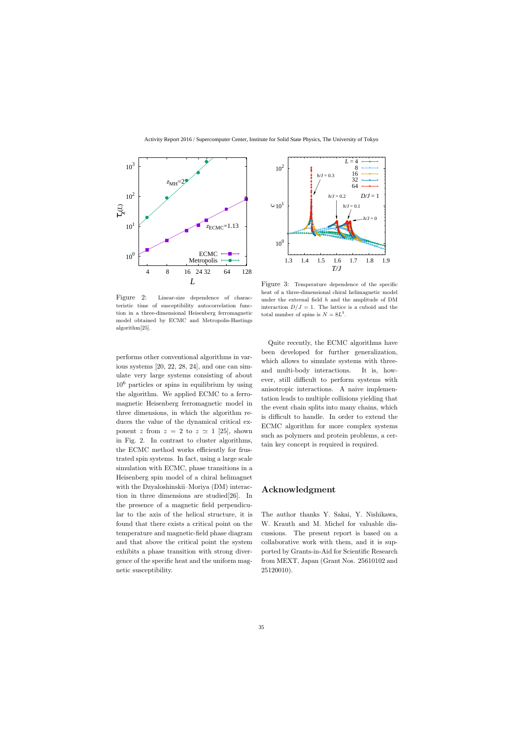Figure 2: Linear-size dependence of characteristic time of susceptibility autocorrelation function in a three-dimensional Heisenberg ferromagnetic model obtained by ECMC and Metropolis-Hastings algorithm[25].

Figure 3: Temperature dependence of the specific heat of a three-dimensional chiral helimagnetic model under the external field $h$ and the amplitude of DM interaction $D/J = 1$. The lattice is a cuboid and the total number of spins is $N = 8L^3$.

performs other conventional algorithms in various systems [20, 22, 28, 24], and one can simulate very large systems consisting of about $10^6$ particles or spins in equilibrium by using the algorithm. We applied ECMC to a ferromagnetic Heisenberg ferromagnetic model in three dimensions, in which the algorithm reduces the value of the dynamical critical exponent $z$ from $z = 2$ to $z \simeq 1$ [25], shown in Fig. 2. In contrast to cluster algorithms, the ECMC method works efficiently for frustrated spin systems. In fact, using a large scale simulation with ECMC, phase transitions in a Heisenberg spin model of a chiral helimagnet with the Dzyaloshinskii–Moriya (DM) interaction in three dimensions are studied[26]. In the presence of a magnetic field perpendicular to the axis of the helical structure, it is found that there exists a critical point on the temperature and magnetic-field phase diagram and that above the critical point the system exhibits a phase transition with strong divergence of the specific heat and the uniform magnetic susceptibility.

Quite recently, the ECMC algorithms have been developed for further generalization, which allows to simulate systems with three- and multi-body interactions. It is, however, still difficult to perform systems with anisotropic interactions. A naive implementation leads to multiple collisions yielding that the event chain splits into many chains, which is difficult to handle. In order to extend the ECMC algorithm for more complex systems such as polymers and protein problems, a certain key concept is required is required.

## Acknowledgment

The author thanks Y. Sakai, Y. Nishikawa, W. Krauth and M. Michel for valuable discussions. The present report is based on a collaborative work with them, and it is supported by Grants-in-Aid for Scientific Research from MEXT, Japan (Grant Nos. 25610102 and 25120010).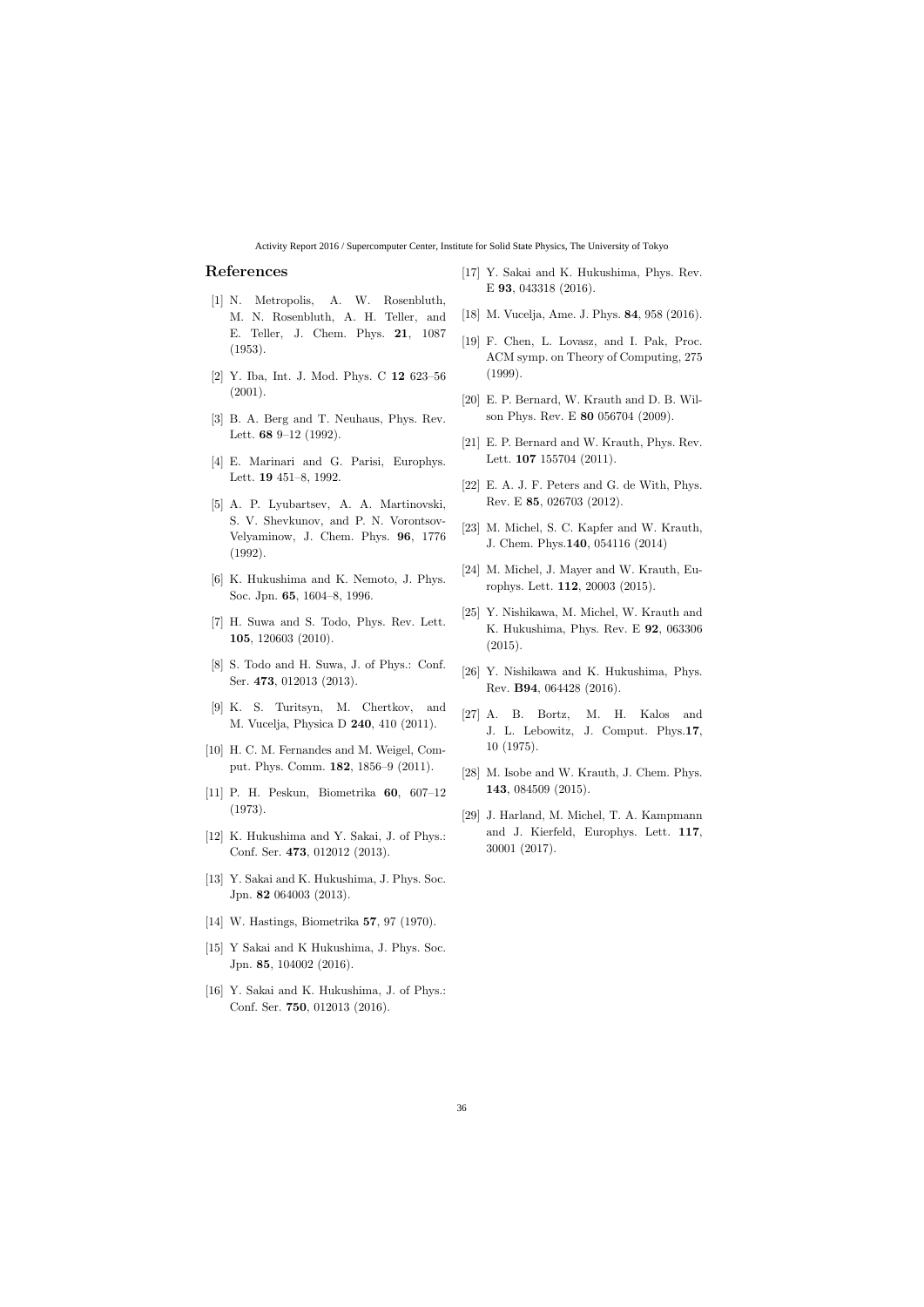## References

[1] N. Metropolis, A. W. Rosenbluth, M. N. Rosenbluth, A. H. Teller, and E. Teller, J. Chem. Phys. **21**, 1087 (1953).

[2] Y. Iba, Int. J. Mod. Phys. C **12** 623–56 (2001).

[3] B. A. Berg and T. Neuhaus, Phys. Rev. Lett. **68** 9–12 (1992).

[4] E. Marinari and G. Parisi, Europhys. Lett. **19** 451–8, 1992.

[5] A. P. Lyubartsev, A. A. Martinovski, S. V. Shevkunov, and P. N. Vorontsov-Velyaminow, J. Chem. Phys. **96**, 1776 (1992).

[6] K. Hukushima and K. Nemoto, J. Phys. Soc. Jpn. **65**, 1604–8, 1996.

[7] H. Suwa and S. Todo, Phys. Rev. Lett. **105**, 120603 (2010).

[8] S. Todo and H. Suwa, J. of Phys.: Conf. Ser. **473**, 012013 (2013).

[9] K. S. Turitsyn, M. Chertkov, and M. Vucelja, Physica D **240**, 410 (2011).

[10] H. C. M. Fernandes and M. Weigel, Comput. Phys. Comm. **182**, 1856–9 (2011).

[11] P. H. Peskun, Biometrika **60**, 607–12 (1973).

[12] K. Hukushima and Y. Sakai, J. of Phys.: Conf. Ser. **473**, 012012 (2013).

[13] Y. Sakai and K. Hukushima, J. Phys. Soc. Jpn. **82** 064003 (2013).

[14] W. Hastings, Biometrika **57**, 97 (1970).

[15] Y Sakai and K Hukushima, J. Phys. Soc. Jpn. **85**, 104002 (2016).

[16] Y. Sakai and K. Hukushima, J. of Phys.: Conf. Ser. **750**, 012013 (2016).

[17] Y. Sakai and K. Hukushima, Phys. Rev. E **93**, 043318 (2016).

[18] M. Vucelja, Ame. J. Phys. **84**, 958 (2016).

[19] F. Chen, L. Lovasz, and I. Pak, Proc. ACM symp. on Theory of Computing, 275 (1999).

[20] E. P. Bernard, W. Krauth and D. B. Wilson Phys. Rev. E **80** 056704 (2009).

[21] E. P. Bernard and W. Krauth, Phys. Rev. Lett. **107** 155704 (2011).

[22] E. A. J. F. Peters and G. de With, Phys. Rev. E **85**, 026703 (2012).

[23] M. Michel, S. C. Kapfer and W. Krauth, J. Chem. Phys.**140**, 054116 (2014)

[24] M. Michel, J. Mayer and W. Krauth, Europhys. Lett. **112**, 20003 (2015).

[25] Y. Nishikawa, M. Michel, W. Krauth and K. Hukushima, Phys. Rev. E **92**, 063306 (2015).

[26] Y. Nishikawa and K. Hukushima, Phys. Rev. **B94**, 064428 (2016).

[27] A. B. Bortz, M. H. Kalos and J. L. Lebowitz, J. Comput. Phys.**17**, 10 (1975).

[28] M. Isobe and W. Krauth, J. Chem. Phys. **143**, 084509 (2015).

[29] J. Harland, M. Michel, T. A. Kampmann and J. Kierfeld, Europhys. Lett. **117**, 30001 (2017).